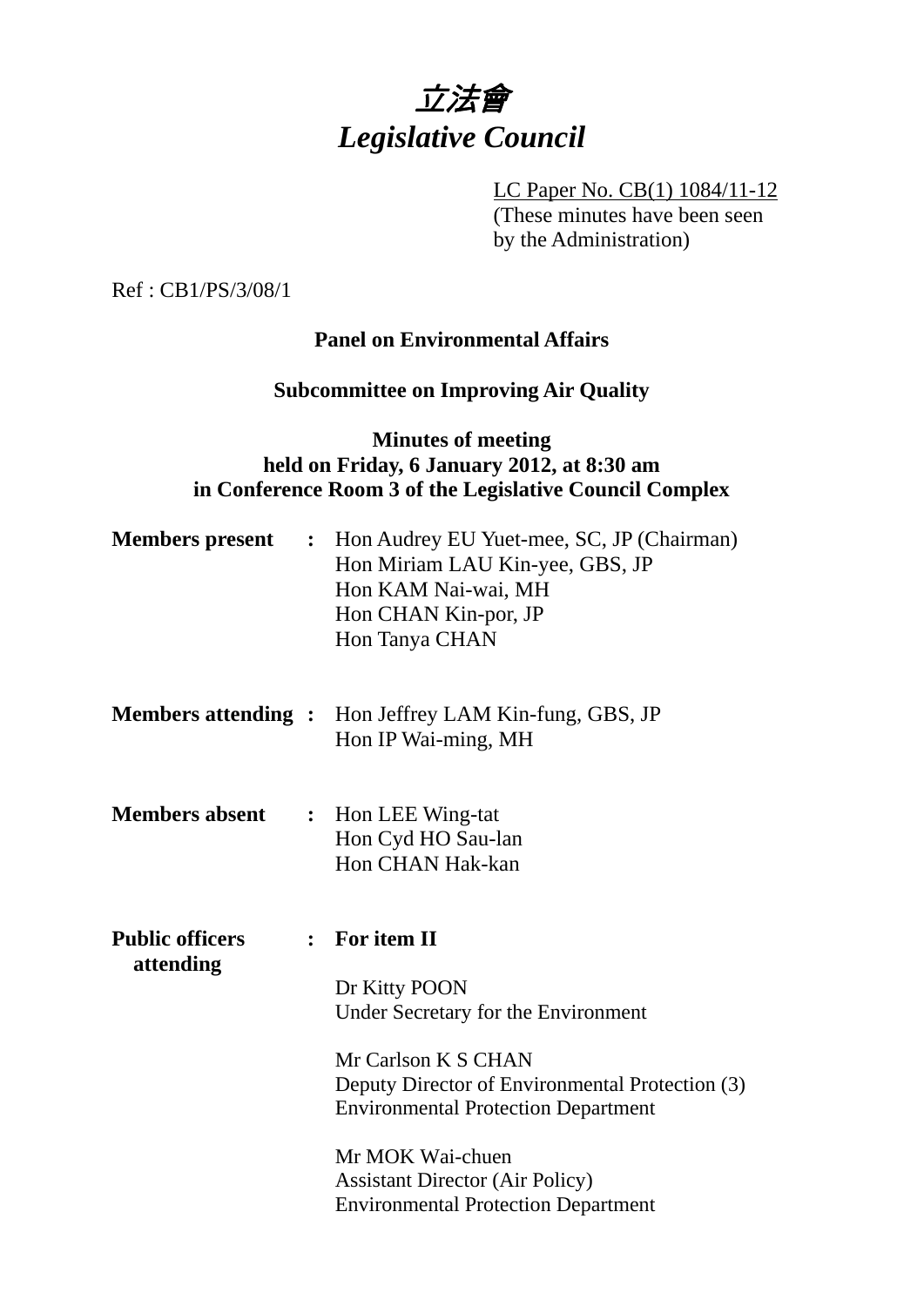# 立法會
# *Legislative Council*

LC Paper No. CB(1) 1084/11-12
(These minutes have been seen by the Administration)

Ref : CB1/PS/3/08/1

**Panel on Environmental Affairs**

**Subcommittee on Improving Air Quality**

**Minutes of meeting**
**held on Friday, 6 January 2012, at 8:30 am**
**in Conference Room 3 of the Legislative Council Complex**

**Members present :** Hon Audrey EU Yuet-mee, SC, JP (Chairman)
Hon Miriam LAU Kin-yee, GBS, JP
Hon KAM Nai-wai, MH
Hon CHAN Kin-por, JP
Hon Tanya CHAN

**Members attending :** Hon Jeffrey LAM Kin-fung, GBS, JP
Hon IP Wai-ming, MH

**Members absent :** Hon LEE Wing-tat
Hon Cyd HO Sau-lan
Hon CHAN Hak-kan

**Public officers attending :** **For item II**

Dr Kitty POON
Under Secretary for the Environment

Mr Carlson K S CHAN
Deputy Director of Environmental Protection (3)
Environmental Protection Department

Mr MOK Wai-chuen
Assistant Director (Air Policy)
Environmental Protection Department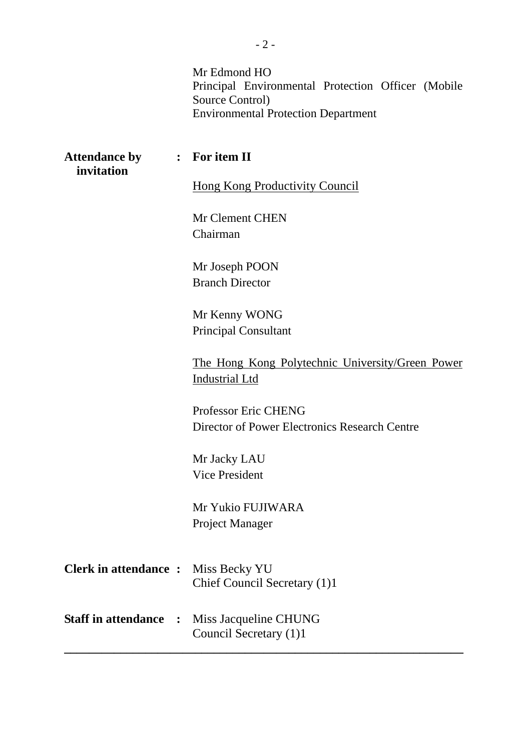Mr Edmond HO
Principal Environmental Protection Officer (Mobile Source Control)
Environmental Protection Department

**Attendance by invitation** : **For item II**

Hong Kong Productivity Council

Mr Clement CHEN
Chairman

Mr Joseph POON
Branch Director

Mr Kenny WONG
Principal Consultant

The Hong Kong Polytechnic University/Green Power Industrial Ltd

Professor Eric CHENG
Director of Power Electronics Research Centre

Mr Jacky LAU
Vice President

Mr Yukio FUJIWARA
Project Manager

**Clerk in attendance** : Miss Becky YU
Chief Council Secretary (1)1

**Staff in attendance** : Miss Jacqueline CHUNG
Council Secretary (1)1

---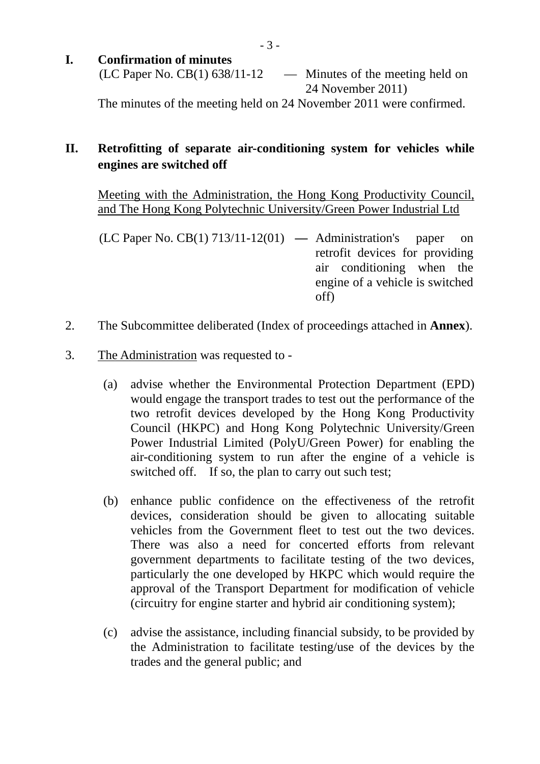## I. Confirmation of minutes

(LC Paper No. CB(1) 638/11-12 — Minutes of the meeting held on 24 November 2011)

The minutes of the meeting held on 24 November 2011 were confirmed.

## II. Retrofitting of separate air-conditioning system for vehicles while engines are switched off

Meeting with the Administration, the Hong Kong Productivity Council, and The Hong Kong Polytechnic University/Green Power Industrial Ltd

(LC Paper No. CB(1) 713/11-12(01) — Administration's paper on retrofit devices for providing air conditioning when the engine of a vehicle is switched off)

2. The Subcommittee deliberated (Index of proceedings attached in **Annex**).

3. The Administration was requested to -

(a) advise whether the Environmental Protection Department (EPD) would engage the transport trades to test out the performance of the two retrofit devices developed by the Hong Kong Productivity Council (HKPC) and Hong Kong Polytechnic University/Green Power Industrial Limited (PolyU/Green Power) for enabling the air-conditioning system to run after the engine of a vehicle is switched off. If so, the plan to carry out such test;

(b) enhance public confidence on the effectiveness of the retrofit devices, consideration should be given to allocating suitable vehicles from the Government fleet to test out the two devices. There was also a need for concerted efforts from relevant government departments to facilitate testing of the two devices, particularly the one developed by HKPC which would require the approval of the Transport Department for modification of vehicle (circuitry for engine starter and hybrid air conditioning system);

(c) advise the assistance, including financial subsidy, to be provided by the Administration to facilitate testing/use of the devices by the trades and the general public; and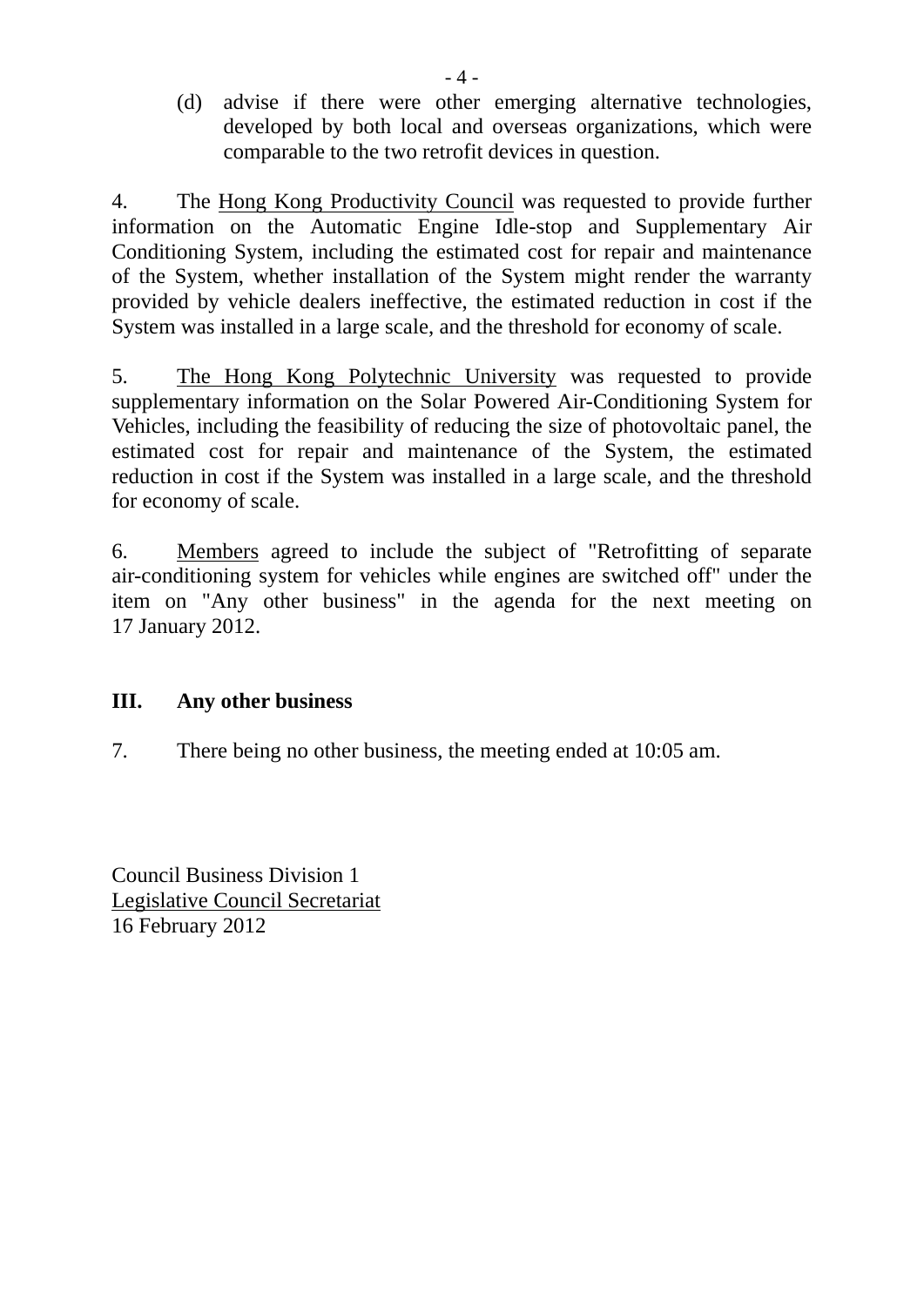(d) advise if there were other emerging alternative technologies, developed by both local and overseas organizations, which were comparable to the two retrofit devices in question.

4. The Hong Kong Productivity Council was requested to provide further information on the Automatic Engine Idle-stop and Supplementary Air Conditioning System, including the estimated cost for repair and maintenance of the System, whether installation of the System might render the warranty provided by vehicle dealers ineffective, the estimated reduction in cost if the System was installed in a large scale, and the threshold for economy of scale.

5. The Hong Kong Polytechnic University was requested to provide supplementary information on the Solar Powered Air-Conditioning System for Vehicles, including the feasibility of reducing the size of photovoltaic panel, the estimated cost for repair and maintenance of the System, the estimated reduction in cost if the System was installed in a large scale, and the threshold for economy of scale.

6. Members agreed to include the subject of "Retrofitting of separate air-conditioning system for vehicles while engines are switched off" under the item on "Any other business" in the agenda for the next meeting on 17 January 2012.

## III. Any other business

7. There being no other business, the meeting ended at 10:05 am.

Council Business Division 1
Legislative Council Secretariat
16 February 2012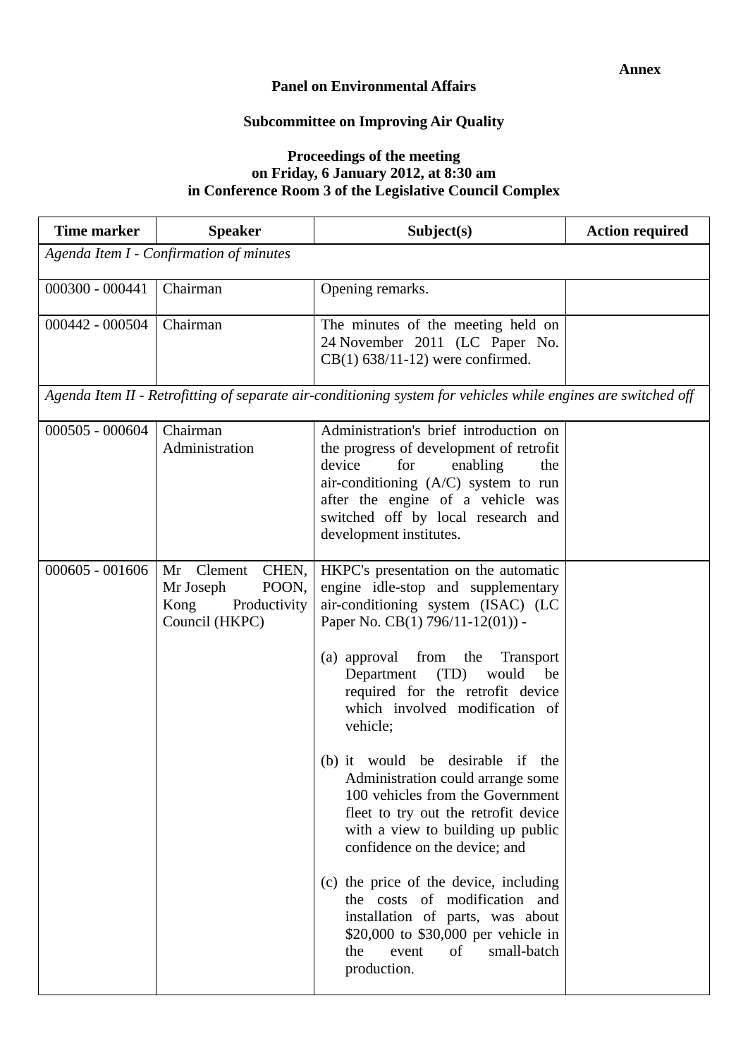**Annex**

**Panel on Environmental Affairs**

**Subcommittee on Improving Air Quality**

**Proceedings of the meeting**
**on Friday, 6 January 2012, at 8:30 am**
**in Conference Room 3 of the Legislative Council Complex**

| Time marker | Speaker | Subject(s) | Action required |
|---|---|---|---|
| *Agenda Item I - Confirmation of minutes* | | | |
| 000300 - 000441 | Chairman | Opening remarks. | |
| 000442 - 000504 | Chairman | The minutes of the meeting held on 24 November 2011 (LC Paper No. CB(1) 638/11-12) were confirmed. | |
| *Agenda Item II - Retrofitting of separate air-conditioning system for vehicles while engines are switched off* | | | |
| 000505 - 000604 | Chairman<br>Administration | Administration's brief introduction on the progress of development of retrofit device for enabling the air-conditioning (A/C) system to run after the engine of a vehicle was switched off by local research and development institutes. | |
| 000605 - 001606 | Mr Clement CHEN, Mr Joseph POON, Kong Productivity Council (HKPC) | HKPC's presentation on the automatic engine idle-stop and supplementary air-conditioning system (ISAC) (LC Paper No. CB(1) 796/11-12(01)) -<br><br>(a) approval from the Transport Department (TD) would be required for the retrofit device which involved modification of vehicle;<br><br>(b) it would be desirable if the Administration could arrange some 100 vehicles from the Government fleet to try out the retrofit device with a view to building up public confidence on the device; and<br><br>(c) the price of the device, including the costs of modification and installation of parts, was about \$20,000 to \$30,000 per vehicle in the event of small-batch production. | |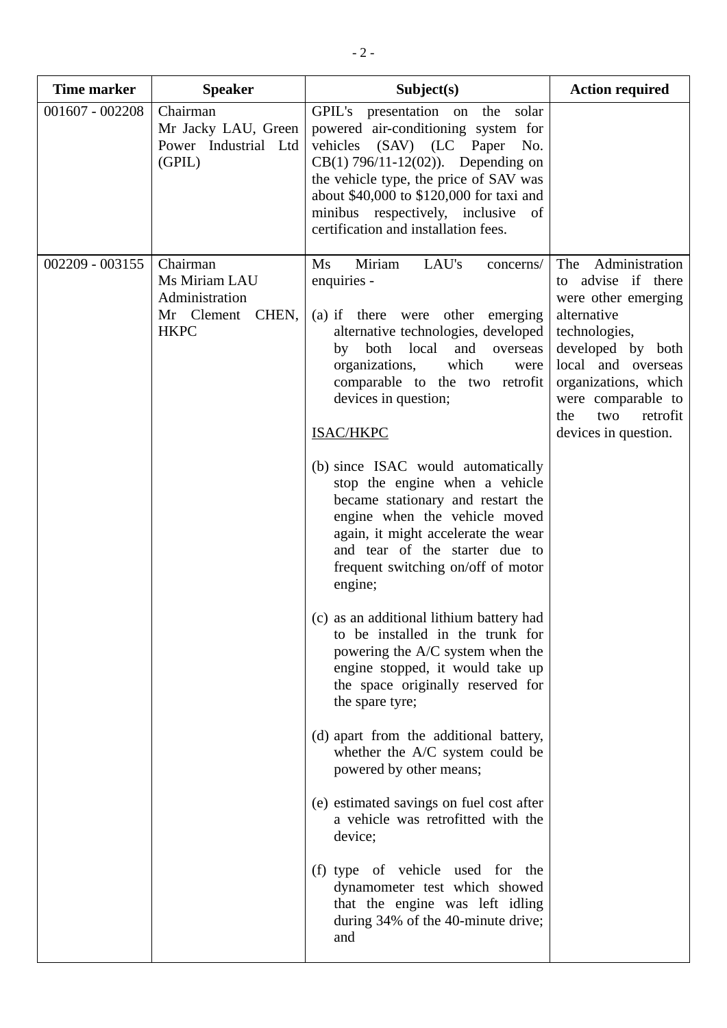| Time marker | Speaker | Subject(s) | Action required |
|---|---|---|---|
| 001607 - 002208 | Chairman<br>Mr Jacky LAU, Green Power Industrial Ltd (GPIL) | GPIL's presentation on the solar powered air-conditioning system for vehicles (SAV) (LC Paper No. CB(1) 796/11-12(02)). Depending on the vehicle type, the price of SAV was about $40,000 to $120,000 for taxi and minibus respectively, inclusive of certification and installation fees. | |
| 002209 - 003155 | Chairman<br>Ms Miriam LAU<br>Administration<br>Mr Clement CHEN, HKPC | Ms Miriam LAU's concerns/ enquiries -<br><br>(a) if there were other emerging alternative technologies, developed by both local and overseas organizations, which were comparable to the two retrofit devices in question;<br><br><u>ISAC/HKPC</u><br><br>(b) since ISAC would automatically stop the engine when a vehicle became stationary and restart the engine when the vehicle moved again, it might accelerate the wear and tear of the starter due to frequent switching on/off of motor engine;<br><br>(c) as an additional lithium battery had to be installed in the trunk for powering the A/C system when the engine stopped, it would take up the space originally reserved for the spare tyre;<br><br>(d) apart from the additional battery, whether the A/C system could be powered by other means;<br><br>(e) estimated savings on fuel cost after a vehicle was retrofitted with the device;<br><br>(f) type of vehicle used for the dynamometer test which showed that the engine was left idling during 34% of the 40-minute drive; and | The Administration to advise if there were other emerging alternative technologies, developed by both local and overseas organizations, which were comparable to the two retrofit devices in question. |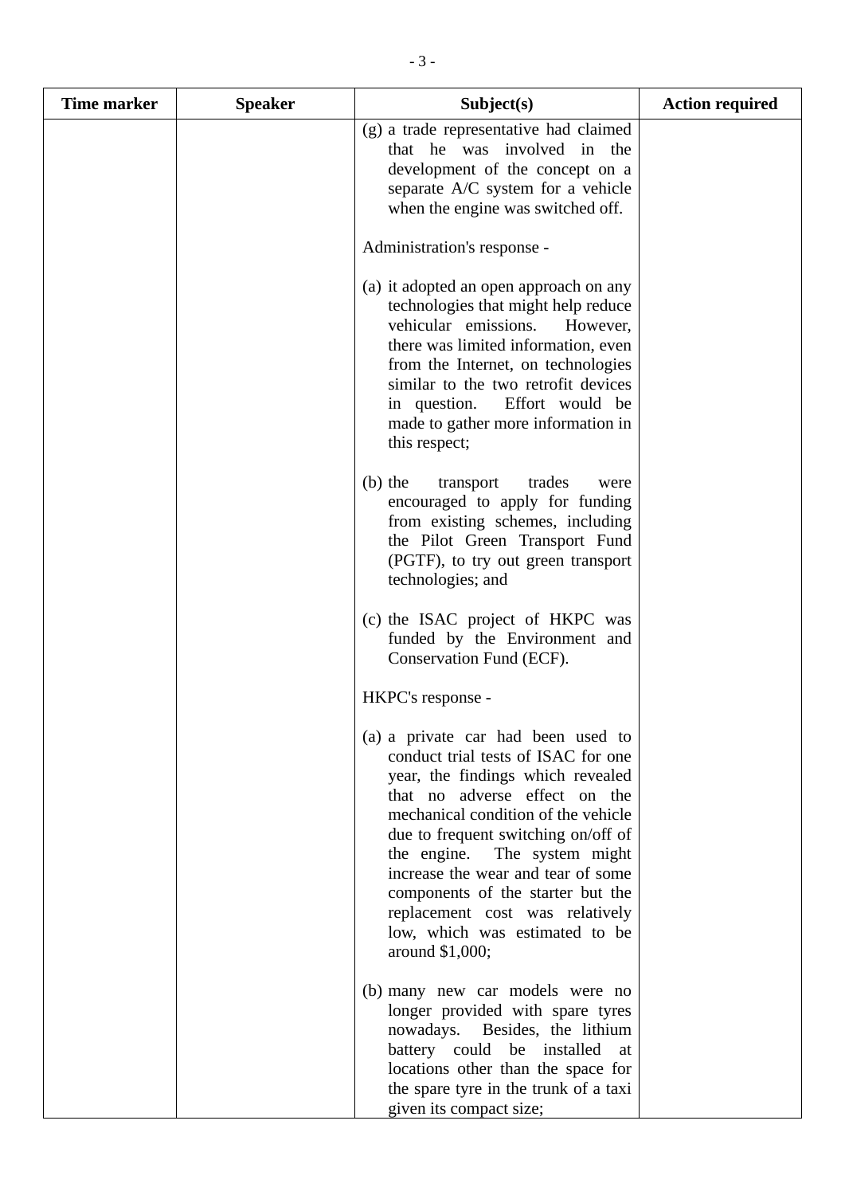| Time marker | Speaker | Subject(s) | Action required |
|---|---|---|---|
| | | (g) a trade representative had claimed that he was involved in the development of the concept on a separate A/C system for a vehicle when the engine was switched off.<br><br>Administration's response -<br><br>(a) it adopted an open approach on any technologies that might help reduce vehicular emissions. However, there was limited information, even from the Internet, on technologies similar to the two retrofit devices in question. Effort would be made to gather more information in this respect;<br><br>(b) the transport trades were encouraged to apply for funding from existing schemes, including the Pilot Green Transport Fund (PGTF), to try out green transport technologies; and<br><br>(c) the ISAC project of HKPC was funded by the Environment and Conservation Fund (ECF).<br><br>HKPC's response -<br><br>(a) a private car had been used to conduct trial tests of ISAC for one year, the findings which revealed that no adverse effect on the mechanical condition of the vehicle due to frequent switching on/off of the engine. The system might increase the wear and tear of some components of the starter but the replacement cost was relatively low, which was estimated to be around $1,000;<br><br>(b) many new car models were no longer provided with spare tyres nowadays. Besides, the lithium battery could be installed at locations other than the space for the spare tyre in the trunk of a taxi given its compact size; | |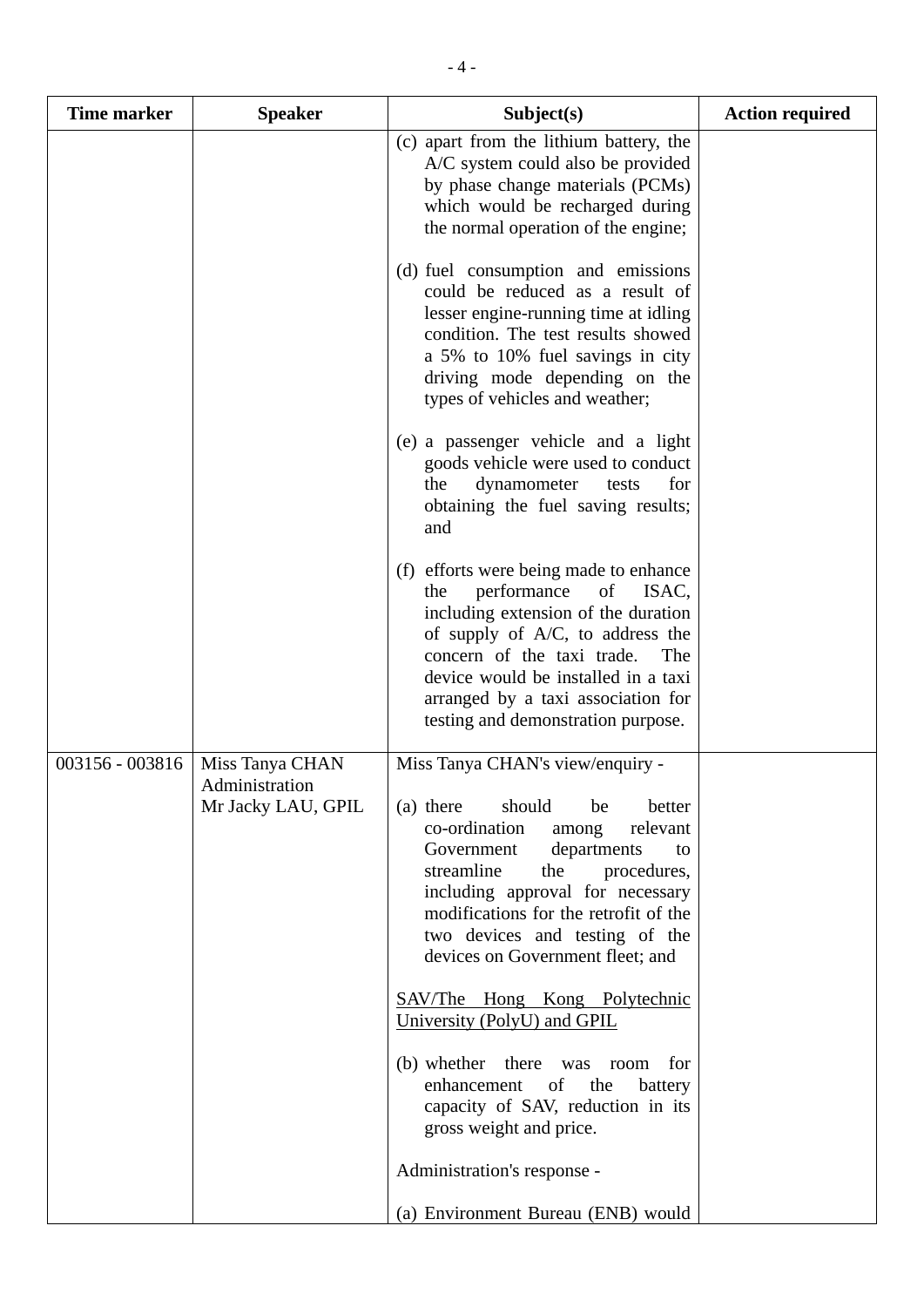| Time marker | Speaker | Subject(s) | Action required |
|---|---|---|---|
| | | (c) apart from the lithium battery, the A/C system could also be provided by phase change materials (PCMs) which would be recharged during the normal operation of the engine;<br><br>(d) fuel consumption and emissions could be reduced as a result of lesser engine-running time at idling condition. The test results showed a 5% to 10% fuel savings in city driving mode depending on the types of vehicles and weather;<br><br>(e) a passenger vehicle and a light goods vehicle were used to conduct the dynamometer tests for obtaining the fuel saving results; and<br><br>(f) efforts were being made to enhance the performance of ISAC, including extension of the duration of supply of A/C, to address the concern of the taxi trade. The device would be installed in a taxi arranged by a taxi association for testing and demonstration purpose. | |
| 003156 - 003816 | Miss Tanya CHAN<br>Administration<br>Mr Jacky LAU, GPIL | Miss Tanya CHAN's view/enquiry -<br><br>(a) there should be better co-ordination among relevant Government departments to streamline the procedures, including approval for necessary modifications for the retrofit of the two devices and testing of the devices on Government fleet; and<br><br><u>SAV/The Hong Kong Polytechnic University (PolyU) and GPIL</u><br><br>(b) whether there was room for enhancement of the battery capacity of SAV, reduction in its gross weight and price.<br><br>Administration's response -<br><br>(a) Environment Bureau (ENB) would | |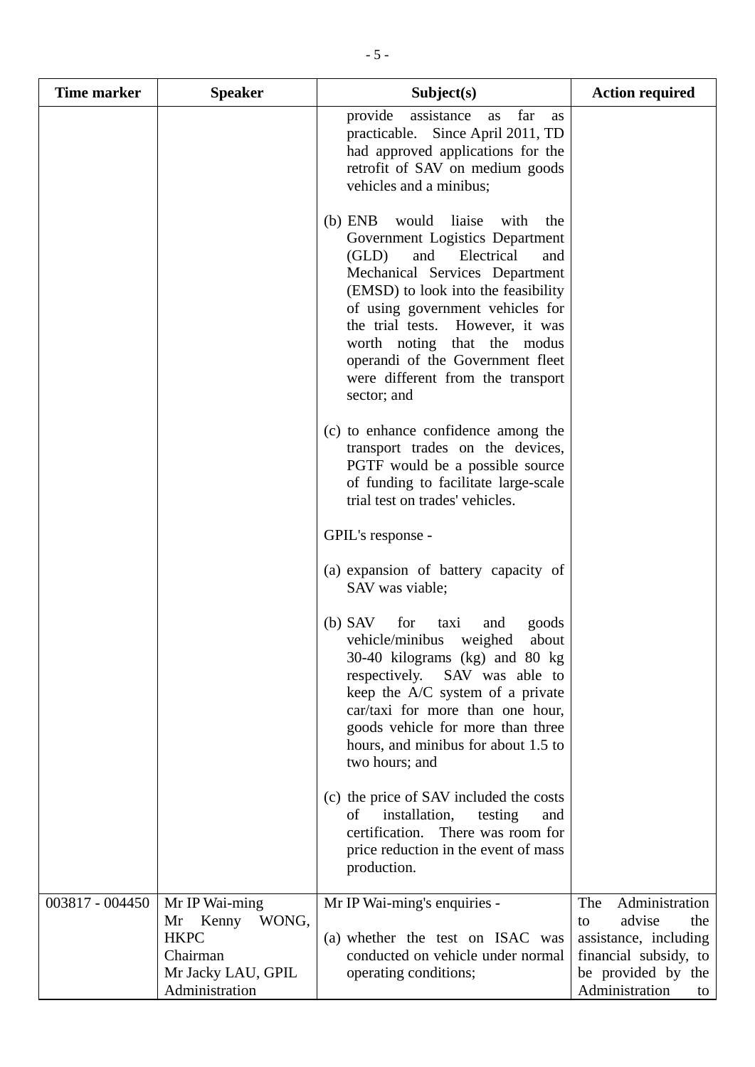| Time marker | Speaker | Subject(s) | Action required |
|---|---|---|---|
| | | provide assistance as far as practicable. Since April 2011, TD had approved applications for the retrofit of SAV on medium goods vehicles and a minibus;<br><br>(b) ENB would liaise with the Government Logistics Department (GLD) and Electrical and Mechanical Services Department (EMSD) to look into the feasibility of using government vehicles for the trial tests. However, it was worth noting that the modus operandi of the Government fleet were different from the transport sector; and<br><br>(c) to enhance confidence among the transport trades on the devices, PGTF would be a possible source of funding to facilitate large-scale trial test on trades' vehicles.<br><br>GPIL's response -<br><br>(a) expansion of battery capacity of SAV was viable;<br><br>(b) SAV for taxi and goods vehicle/minibus weighed about 30-40 kilograms (kg) and 80 kg respectively. SAV was able to keep the A/C system of a private car/taxi for more than one hour, goods vehicle for more than three hours, and minibus for about 1.5 to two hours; and<br><br>(c) the price of SAV included the costs of installation, testing and certification. There was room for price reduction in the event of mass production. | |
| 003817 - 004450 | Mr IP Wai-ming<br>Mr Kenny WONG, HKPC<br>Chairman<br>Mr Jacky LAU, GPIL<br>Administration | Mr IP Wai-ming's enquiries -<br><br>(a) whether the test on ISAC was conducted on vehicle under normal operating conditions; | The Administration to advise the assistance, including financial subsidy, to be provided by the Administration to |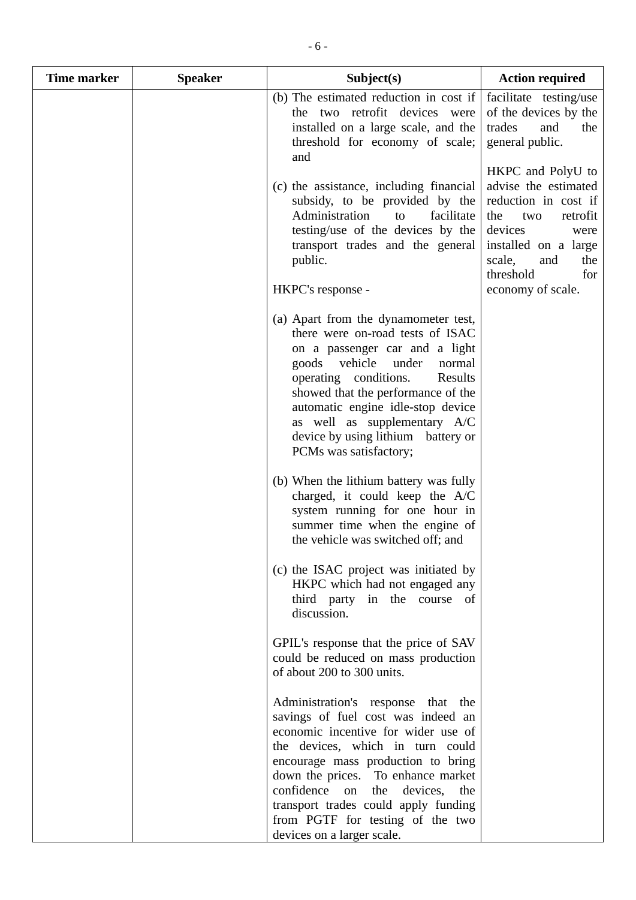| Time marker | Speaker | Subject(s) | Action required |
|---|---|---|---|
| | | (b) The estimated reduction in cost if the two retrofit devices were installed on a large scale, and the threshold for economy of scale; and<br><br>(c) the assistance, including financial subsidy, to be provided by the Administration to facilitate testing/use of the devices by the transport trades and the general public.<br><br>HKPC's response -<br><br>(a) Apart from the dynamometer test, there were on-road tests of ISAC on a passenger car and a light goods vehicle under normal operating conditions. Results showed that the performance of the automatic engine idle-stop device as well as supplementary A/C device by using lithium battery or PCMs was satisfactory;<br><br>(b) When the lithium battery was fully charged, it could keep the A/C system running for one hour in summer time when the engine of the vehicle was switched off; and<br><br>(c) the ISAC project was initiated by HKPC which had not engaged any third party in the course of discussion.<br><br>GPIL's response that the price of SAV could be reduced on mass production of about 200 to 300 units.<br><br>Administration's response that the savings of fuel cost was indeed an economic incentive for wider use of the devices, which in turn could encourage mass production to bring down the prices. To enhance market confidence on the devices, the transport trades could apply funding from PGTF for testing of the two devices on a larger scale. | facilitate testing/use of the devices by the trades and the general public.<br><br>HKPC and PolyU to advise the estimated reduction in cost if the two retrofit devices were installed on a large scale, and the threshold for economy of scale. |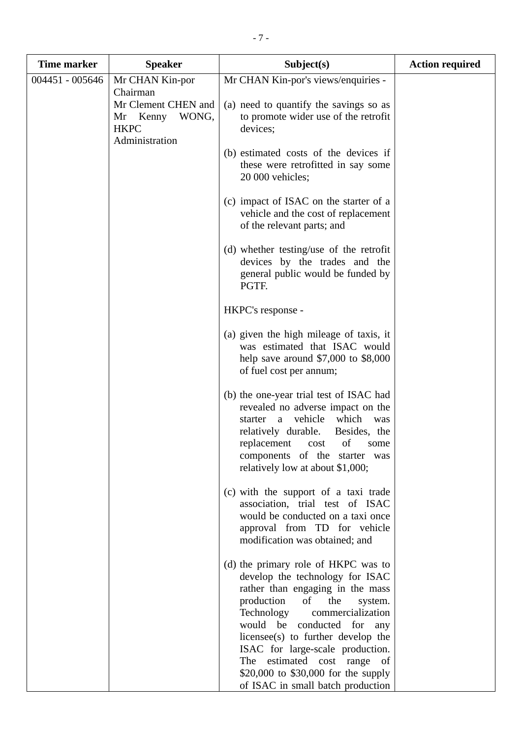| Time marker | Speaker | Subject(s) | Action required |
|---|---|---|---|
| 004451 - 005646 | Mr CHAN Kin-por<br>Chairman<br>Mr Clement CHEN and Mr Kenny WONG, HKPC<br>Administration | Mr CHAN Kin-por's views/enquiries -<br><br>(a) need to quantify the savings so as to promote wider use of the retrofit devices;<br><br>(b) estimated costs of the devices if these were retrofitted in say some 20 000 vehicles;<br><br>(c) impact of ISAC on the starter of a vehicle and the cost of replacement of the relevant parts; and<br><br>(d) whether testing/use of the retrofit devices by the trades and the general public would be funded by PGTF.<br><br>HKPC's response -<br><br>(a) given the high mileage of taxis, it was estimated that ISAC would help save around $7,000 to $8,000 of fuel cost per annum;<br><br>(b) the one-year trial test of ISAC had revealed no adverse impact on the starter a vehicle which was relatively durable. Besides, the replacement cost of some components of the starter was relatively low at about $1,000;<br><br>(c) with the support of a taxi trade association, trial test of ISAC would be conducted on a taxi once approval from TD for vehicle modification was obtained; and<br><br>(d) the primary role of HKPC was to develop the technology for ISAC rather than engaging in the mass production of the system. Technology commercialization would be conducted for any licensee(s) to further develop the ISAC for large-scale production. The estimated cost range of $20,000 to $30,000 for the supply of ISAC in small batch production | |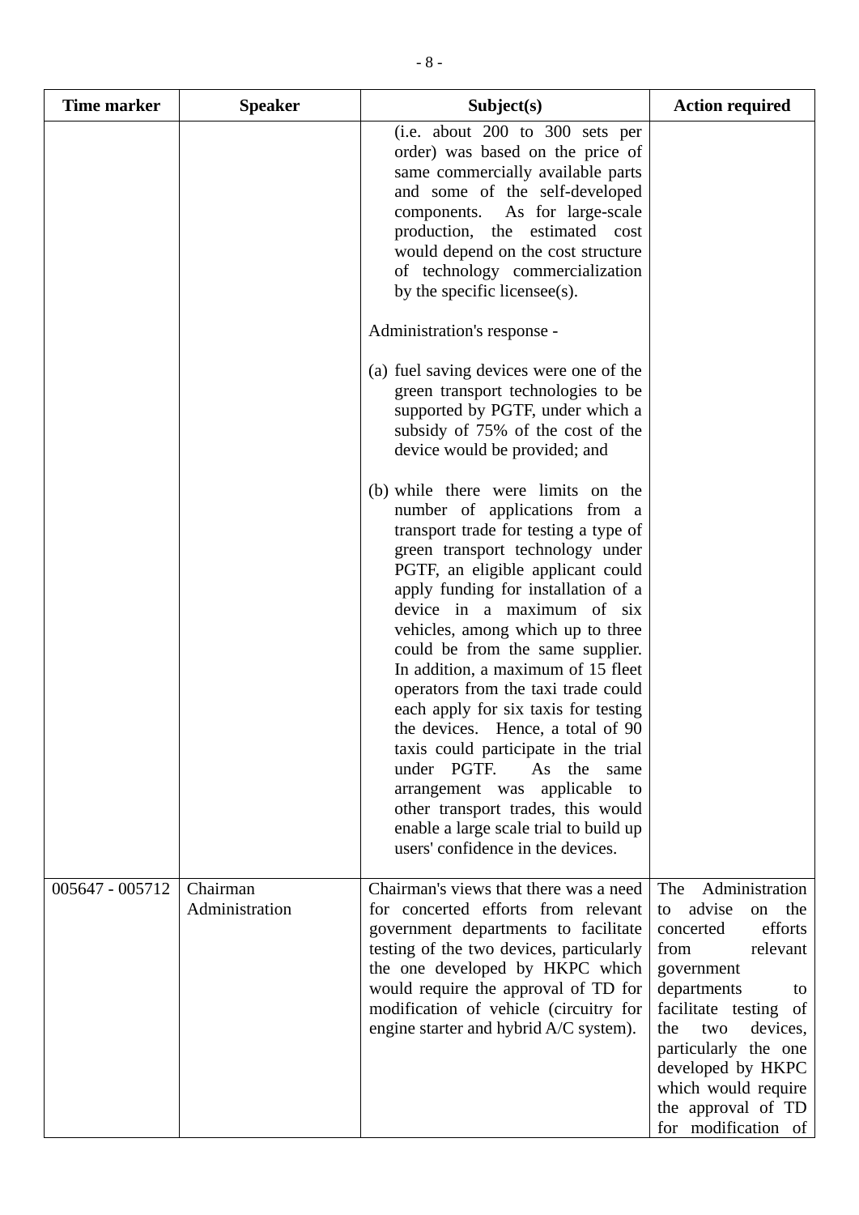| Time marker | Speaker | Subject(s) | Action required |
|---|---|---|---|
| | | (i.e. about 200 to 300 sets per order) was based on the price of same commercially available parts and some of the self-developed components. As for large-scale production, the estimated cost would depend on the cost structure of technology commercialization by the specific licensee(s).<br><br>Administration's response -<br><br>(a) fuel saving devices were one of the green transport technologies to be supported by PGTF, under which a subsidy of 75% of the cost of the device would be provided; and<br><br>(b) while there were limits on the number of applications from a transport trade for testing a type of green transport technology under PGTF, an eligible applicant could apply funding for installation of a device in a maximum of six vehicles, among which up to three could be from the same supplier. In addition, a maximum of 15 fleet operators from the taxi trade could each apply for six taxis for testing the devices. Hence, a total of 90 taxis could participate in the trial under PGTF. As the same arrangement was applicable to other transport trades, this would enable a large scale trial to build up users' confidence in the devices. | |
| 005647 - 005712 | Chairman<br>Administration | Chairman's views that there was a need for concerted efforts from relevant government departments to facilitate testing of the two devices, particularly the one developed by HKPC which would require the approval of TD for modification of vehicle (circuitry for engine starter and hybrid A/C system). | The Administration to advise on the concerted efforts from relevant government departments to facilitate testing of the two devices, particularly the one developed by HKPC which would require the approval of TD for modification of |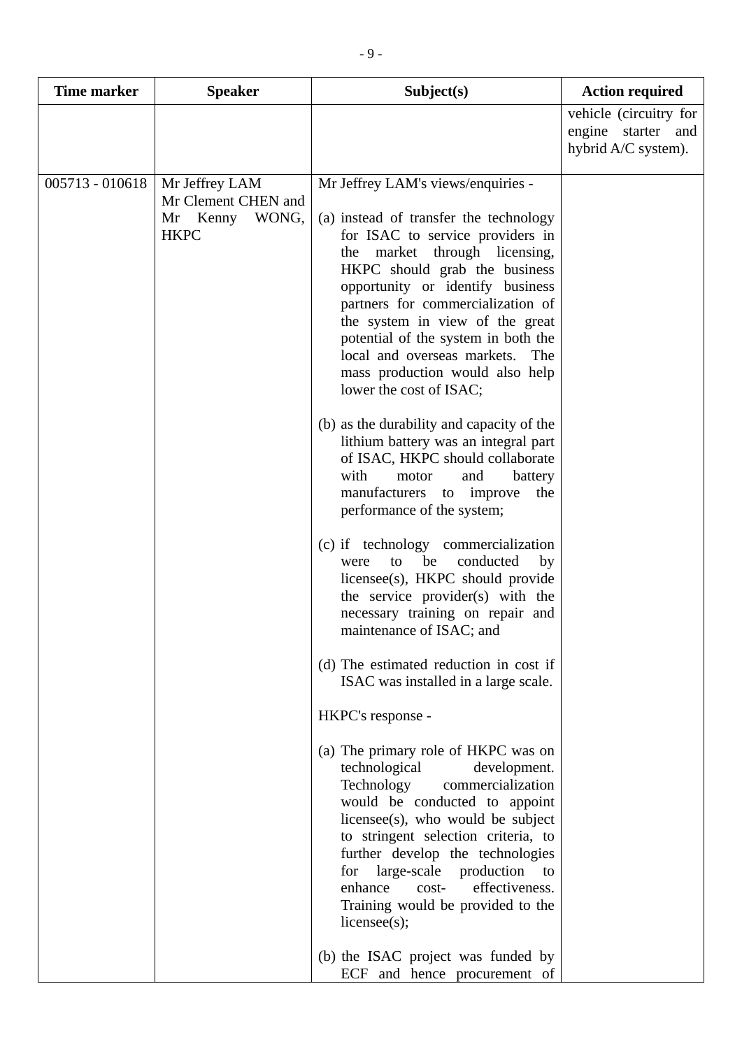| Time marker | Speaker | Subject(s) | Action required |
|---|---|---|---|
| | | | vehicle (circuitry for engine starter and hybrid A/C system). |
| 005713 - 010618 | Mr Jeffrey LAM<br>Mr Clement CHEN and Mr Kenny WONG, HKPC | Mr Jeffrey LAM's views/enquiries -<br><br>(a) instead of transfer the technology for ISAC to service providers in the market through licensing, HKPC should grab the business opportunity or identify business partners for commercialization of the system in view of the great potential of the system in both the local and overseas markets. The mass production would also help lower the cost of ISAC;<br><br>(b) as the durability and capacity of the lithium battery was an integral part of ISAC, HKPC should collaborate with motor and battery manufacturers to improve the performance of the system;<br><br>(c) if technology commercialization were to be conducted by licensee(s), HKPC should provide the service provider(s) with the necessary training on repair and maintenance of ISAC; and<br><br>(d) The estimated reduction in cost if ISAC was installed in a large scale.<br><br>HKPC's response -<br><br>(a) The primary role of HKPC was on technological development. Technology commercialization would be conducted to appoint licensee(s), who would be subject to stringent selection criteria, to further develop the technologies for large-scale production to enhance cost- effectiveness. Training would be provided to the licensee(s);<br><br>(b) the ISAC project was funded by ECF and hence procurement of | |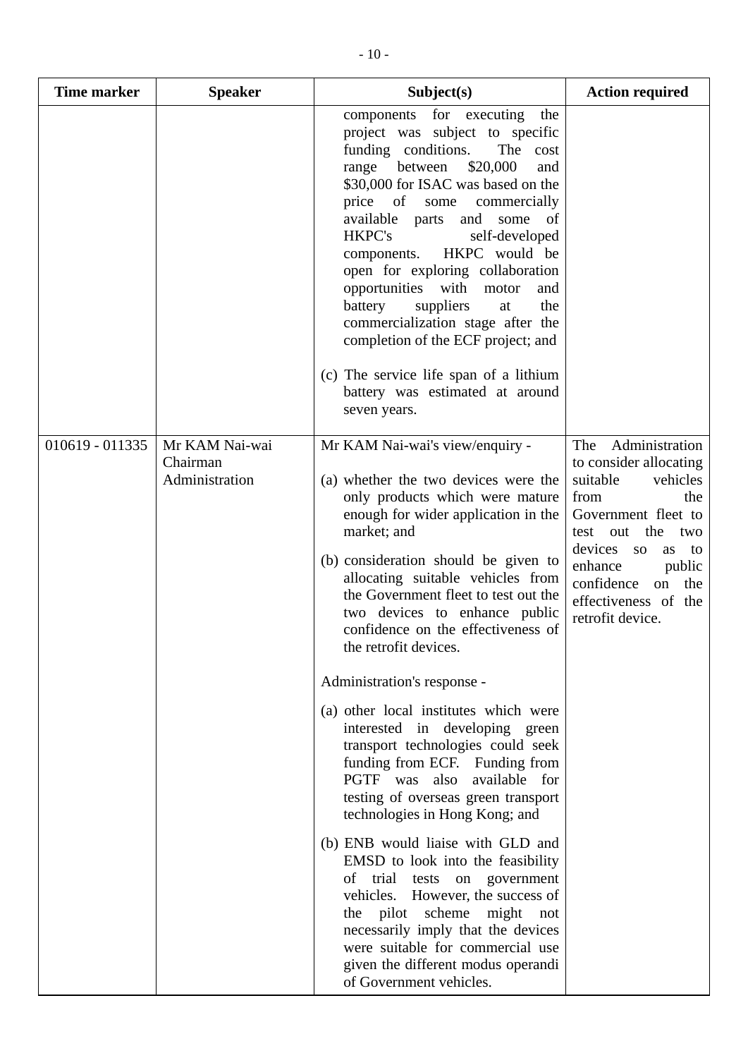| Time marker | Speaker | Subject(s) | Action required |
|---|---|---|---|
| | | components for executing the project was subject to specific funding conditions. The cost range between $20,000 and $30,000 for ISAC was based on the price of some commercially available parts and some of HKPC's self-developed components. HKPC would be open for exploring collaboration opportunities with motor and battery suppliers at the commercialization stage after the completion of the ECF project; and<br><br>(c) The service life span of a lithium battery was estimated at around seven years. | |
| 010619 - 011335 | Mr KAM Nai-wai<br>Chairman<br>Administration | Mr KAM Nai-wai's view/enquiry -<br><br>(a) whether the two devices were the only products which were mature enough for wider application in the market; and<br><br>(b) consideration should be given to allocating suitable vehicles from the Government fleet to test out the two devices to enhance public confidence on the effectiveness of the retrofit devices.<br><br>Administration's response -<br><br>(a) other local institutes which were interested in developing green transport technologies could seek funding from ECF. Funding from PGTF was also available for testing of overseas green transport technologies in Hong Kong; and<br><br>(b) ENB would liaise with GLD and EMSD to look into the feasibility of trial tests on government vehicles. However, the success of the pilot scheme might not necessarily imply that the devices were suitable for commercial use given the different modus operandi of Government vehicles. | The Administration to consider allocating suitable vehicles from the Government fleet to test out the two devices so as to enhance public confidence on the effectiveness of the retrofit device. |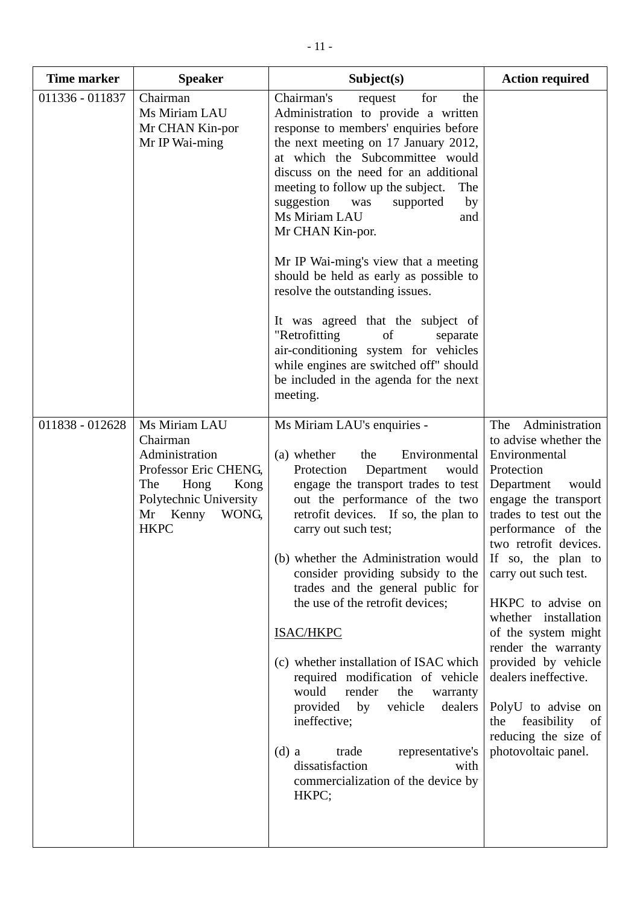| Time marker | Speaker | Subject(s) | Action required |
|---|---|---|---|
| 011336 - 011837 | Chairman<br>Ms Miriam LAU<br>Mr CHAN Kin-por<br>Mr IP Wai-ming | Chairman's request for the Administration to provide a written response to members' enquiries before the next meeting on 17 January 2012, at which the Subcommittee would discuss on the need for an additional meeting to follow up the subject. The suggestion was supported by Ms Miriam LAU and Mr CHAN Kin-por.<br><br>Mr IP Wai-ming's view that a meeting should be held as early as possible to resolve the outstanding issues.<br><br>It was agreed that the subject of "Retrofitting of separate air-conditioning system for vehicles while engines are switched off" should be included in the agenda for the next meeting. | |
| 011838 - 012628 | Ms Miriam LAU<br>Chairman<br>Administration<br>Professor Eric CHENG, The Hong Kong Polytechnic University<br>Mr Kenny WONG, HKPC | Ms Miriam LAU's enquiries -<br><br>(a) whether the Environmental Protection Department would engage the transport trades to test out the performance of the two retrofit devices. If so, the plan to carry out such test;<br><br>(b) whether the Administration would consider providing subsidy to the trades and the general public for the use of the retrofit devices;<br><br><u>ISAC/HKPC</u><br><br>(c) whether installation of ISAC which required modification of vehicle would render the warranty provided by vehicle dealers ineffective;<br><br>(d) a trade representative's dissatisfaction with commercialization of the device by HKPC; | The Administration to advise whether the Environmental Protection Department would engage the transport trades to test out the performance of the two retrofit devices. If so, the plan to carry out such test.<br><br>HKPC to advise on whether installation of the system might render the warranty provided by vehicle dealers ineffective.<br><br>PolyU to advise on the feasibility of reducing the size of photovoltaic panel. |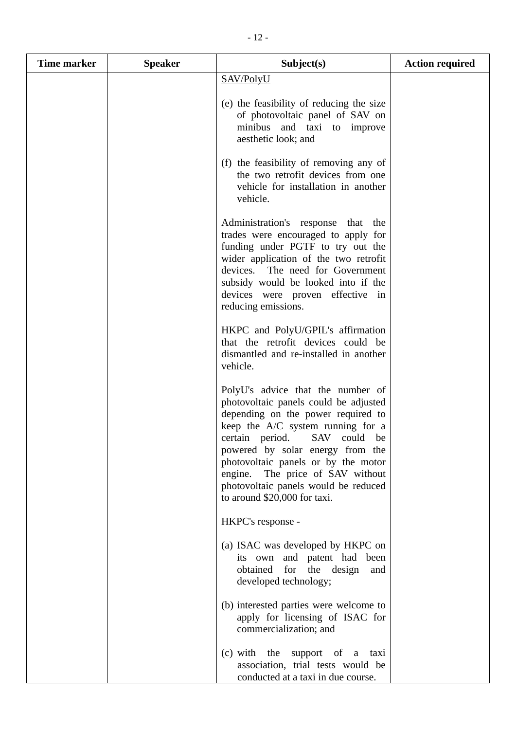| Time marker | Speaker | Subject(s) | Action required |
|---|---|---|---|
| | | SAV/PolyU<br><br>(e) the feasibility of reducing the size of photovoltaic panel of SAV on minibus and taxi to improve aesthetic look; and<br><br>(f) the feasibility of removing any of the two retrofit devices from one vehicle for installation in another vehicle.<br><br>Administration's response that the trades were encouraged to apply for funding under PGTF to try out the wider application of the two retrofit devices. The need for Government subsidy would be looked into if the devices were proven effective in reducing emissions.<br><br>HKPC and PolyU/GPIL's affirmation that the retrofit devices could be dismantled and re-installed in another vehicle.<br><br>PolyU's advice that the number of photovoltaic panels could be adjusted depending on the power required to keep the A/C system running for a certain period. SAV could be powered by solar energy from the photovoltaic panels or by the motor engine. The price of SAV without photovoltaic panels would be reduced to around $20,000 for taxi.<br><br>HKPC's response -<br><br>(a) ISAC was developed by HKPC on its own and patent had been obtained for the design and developed technology;<br><br>(b) interested parties were welcome to apply for licensing of ISAC for commercialization; and<br><br>(c) with the support of a taxi association, trial tests would be conducted at a taxi in due course. | |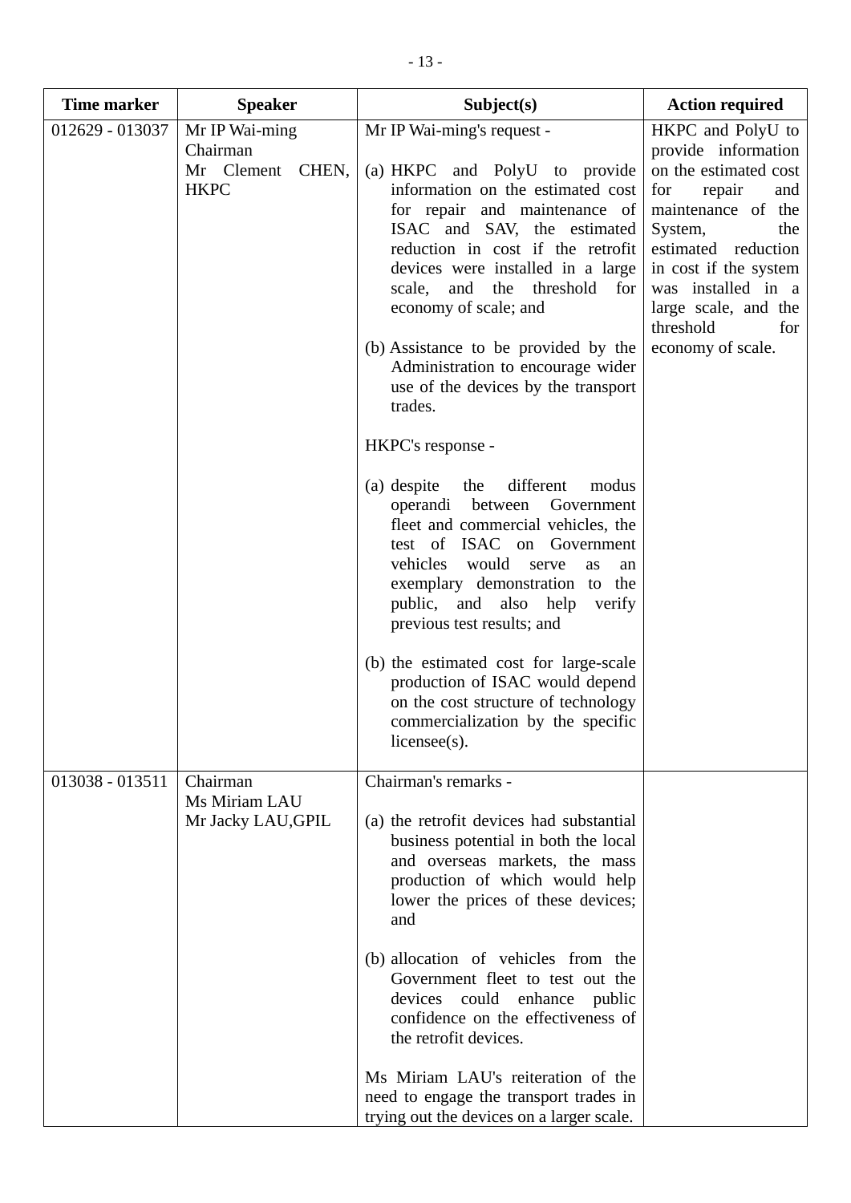| Time marker | Speaker | Subject(s) | Action required |
|---|---|---|---|
| 012629 - 013037 | Mr IP Wai-ming<br>Chairman<br>Mr Clement CHEN, HKPC | Mr IP Wai-ming's request -<br><br>(a) HKPC and PolyU to provide information on the estimated cost for repair and maintenance of ISAC and SAV, the estimated reduction in cost if the retrofit devices were installed in a large scale, and the threshold for economy of scale; and<br><br>(b) Assistance to be provided by the Administration to encourage wider use of the devices by the transport trades.<br><br>HKPC's response -<br><br>(a) despite the different modus operandi between Government fleet and commercial vehicles, the test of ISAC on Government vehicles would serve as an exemplary demonstration to the public, and also help verify previous test results; and<br><br>(b) the estimated cost for large-scale production of ISAC would depend on the cost structure of technology commercialization by the specific licensee(s). | HKPC and PolyU to provide information on the estimated cost for repair and maintenance of the System, the estimated reduction in cost if the system was installed in a large scale, and the threshold for economy of scale. |
| 013038 - 013511 | Chairman<br>Ms Miriam LAU<br>Mr Jacky LAU,GPIL | Chairman's remarks -<br><br>(a) the retrofit devices had substantial business potential in both the local and overseas markets, the mass production of which would help lower the prices of these devices; and<br><br>(b) allocation of vehicles from the Government fleet to test out the devices could enhance public confidence on the effectiveness of the retrofit devices.<br><br>Ms Miriam LAU's reiteration of the need to engage the transport trades in trying out the devices on a larger scale. | |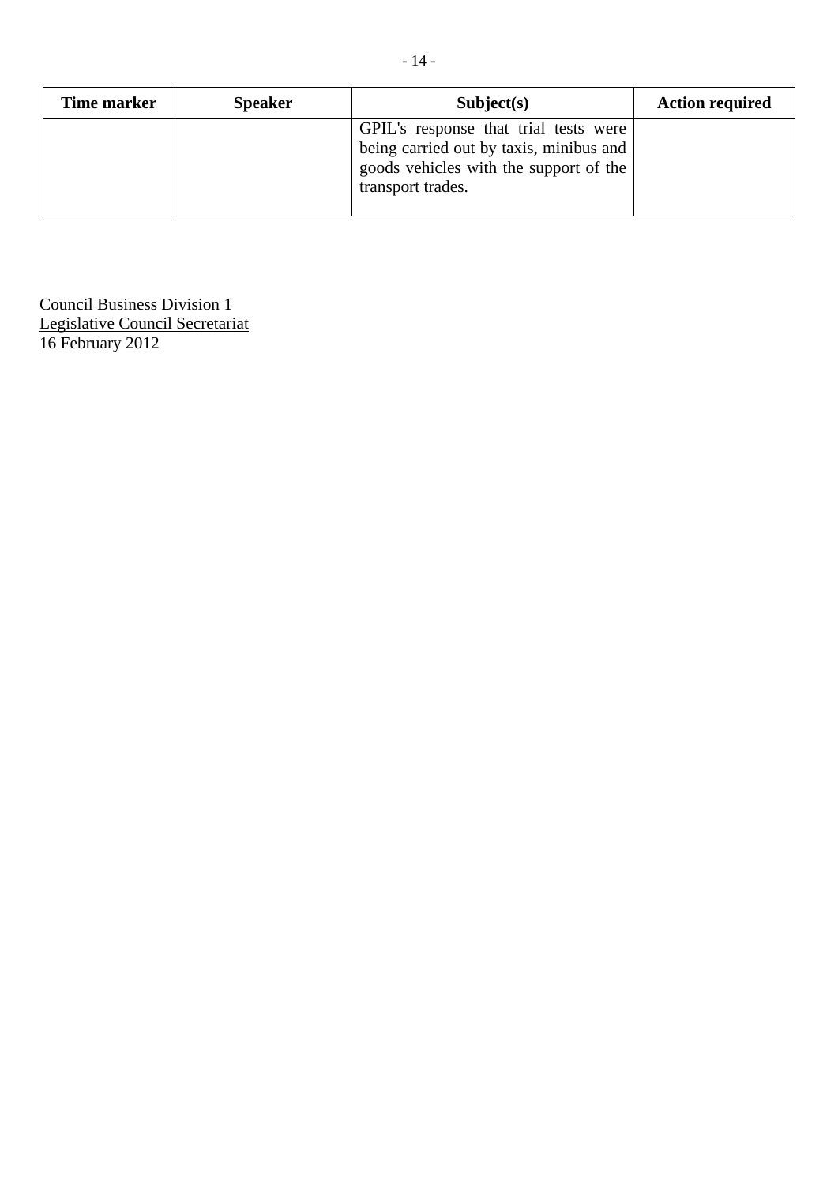| Time marker | Speaker | Subject(s) | Action required |
|---|---|---|---|
| | | GPIL's response that trial tests were being carried out by taxis, minibus and goods vehicles with the support of the transport trades. | |

Council Business Division 1
Legislative Council Secretariat
16 February 2012